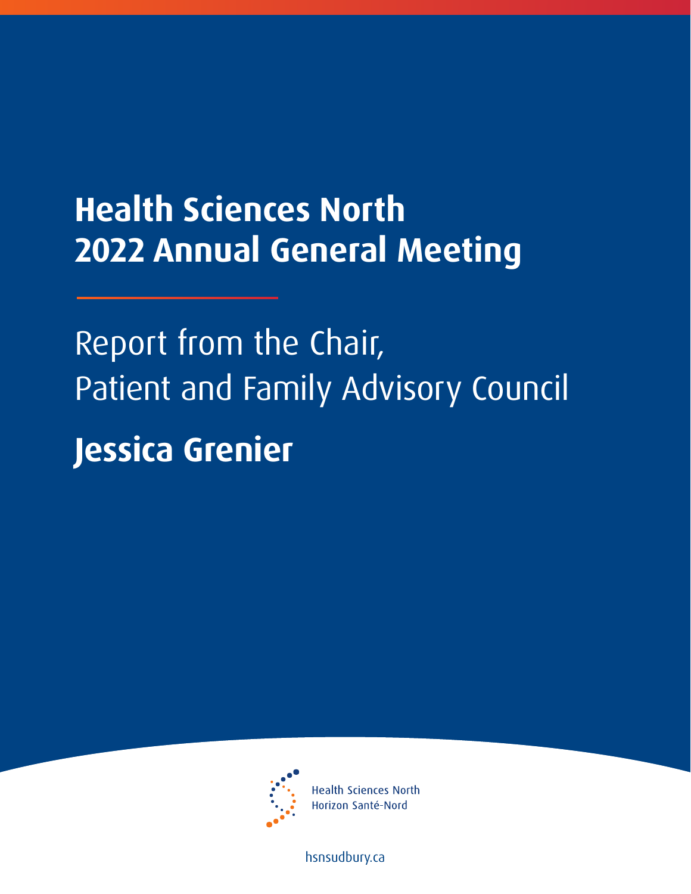# Health Sciences North 2022 Annual General Meeting

## Report from the Chair, Patient and Family Advisory Council

## Jessica Grenier

Health Sciences North
Horizon Santé-Nord

hsnsudbury.ca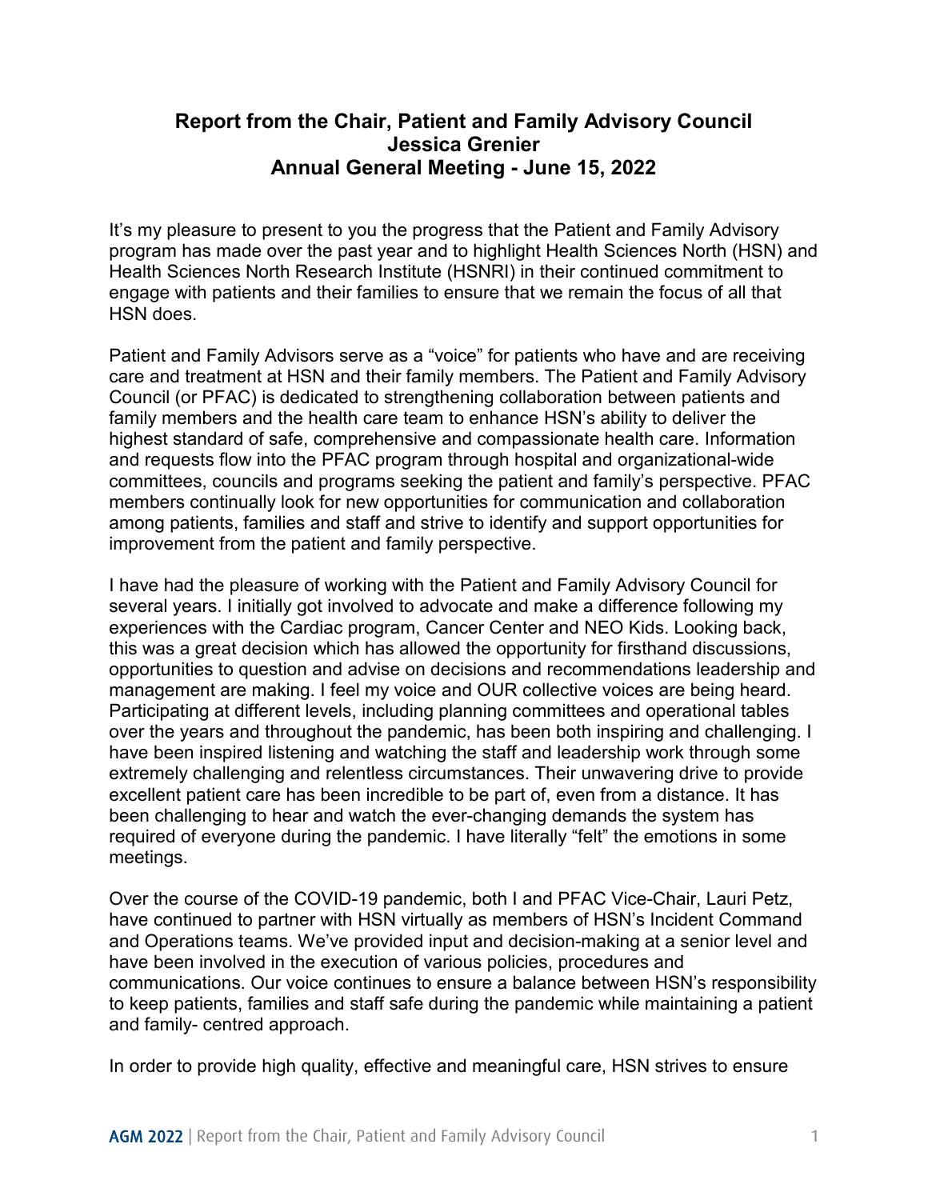# Report from the Chair, Patient and Family Advisory Council
# Jessica Grenier
# Annual General Meeting - June 15, 2022

It's my pleasure to present to you the progress that the Patient and Family Advisory program has made over the past year and to highlight Health Sciences North (HSN) and Health Sciences North Research Institute (HSNRI) in their continued commitment to engage with patients and their families to ensure that we remain the focus of all that HSN does.

Patient and Family Advisors serve as a "voice" for patients who have and are receiving care and treatment at HSN and their family members. The Patient and Family Advisory Council (or PFAC) is dedicated to strengthening collaboration between patients and family members and the health care team to enhance HSN's ability to deliver the highest standard of safe, comprehensive and compassionate health care. Information and requests flow into the PFAC program through hospital and organizational-wide committees, councils and programs seeking the patient and family's perspective. PFAC members continually look for new opportunities for communication and collaboration among patients, families and staff and strive to identify and support opportunities for improvement from the patient and family perspective.

I have had the pleasure of working with the Patient and Family Advisory Council for several years. I initially got involved to advocate and make a difference following my experiences with the Cardiac program, Cancer Center and NEO Kids. Looking back, this was a great decision which has allowed the opportunity for firsthand discussions, opportunities to question and advise on decisions and recommendations leadership and management are making. I feel my voice and OUR collective voices are being heard. Participating at different levels, including planning committees and operational tables over the years and throughout the pandemic, has been both inspiring and challenging. I have been inspired listening and watching the staff and leadership work through some extremely challenging and relentless circumstances. Their unwavering drive to provide excellent patient care has been incredible to be part of, even from a distance. It has been challenging to hear and watch the ever-changing demands the system has required of everyone during the pandemic. I have literally "felt" the emotions in some meetings.

Over the course of the COVID-19 pandemic, both I and PFAC Vice-Chair, Lauri Petz, have continued to partner with HSN virtually as members of HSN's Incident Command and Operations teams. We've provided input and decision-making at a senior level and have been involved in the execution of various policies, procedures and communications. Our voice continues to ensure a balance between HSN's responsibility to keep patients, families and staff safe during the pandemic while maintaining a patient and family- centred approach.

In order to provide high quality, effective and meaningful care, HSN strives to ensure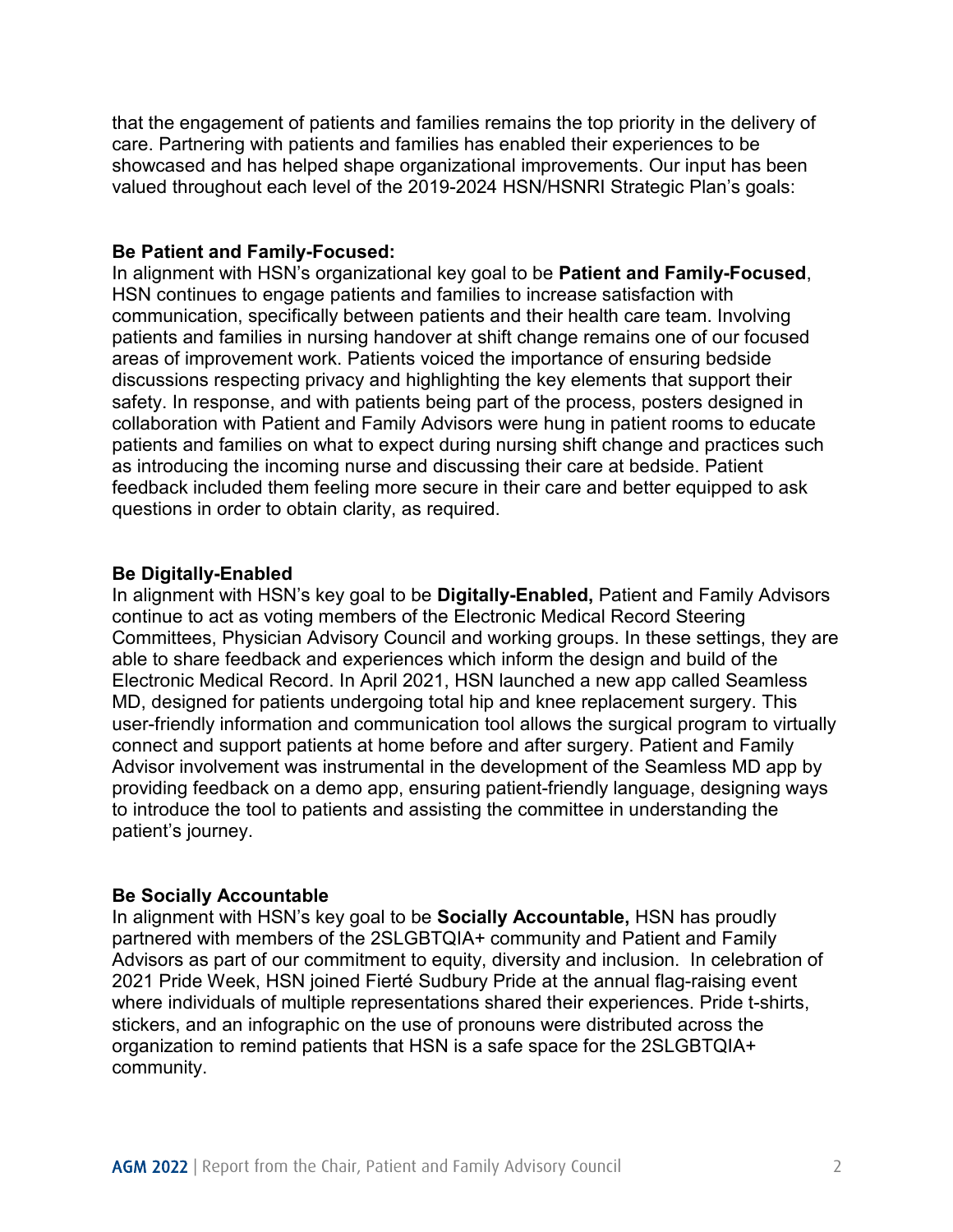that the engagement of patients and families remains the top priority in the delivery of care. Partnering with patients and families has enabled their experiences to be showcased and has helped shape organizational improvements. Our input has been valued throughout each level of the 2019-2024 HSN/HSNRI Strategic Plan's goals:

**Be Patient and Family-Focused:**
In alignment with HSN's organizational key goal to be **Patient and Family-Focused**, HSN continues to engage patients and families to increase satisfaction with communication, specifically between patients and their health care team. Involving patients and families in nursing handover at shift change remains one of our focused areas of improvement work. Patients voiced the importance of ensuring bedside discussions respecting privacy and highlighting the key elements that support their safety. In response, and with patients being part of the process, posters designed in collaboration with Patient and Family Advisors were hung in patient rooms to educate patients and families on what to expect during nursing shift change and practices such as introducing the incoming nurse and discussing their care at bedside. Patient feedback included them feeling more secure in their care and better equipped to ask questions in order to obtain clarity, as required.

**Be Digitally-Enabled**
In alignment with HSN's key goal to be **Digitally-Enabled,** Patient and Family Advisors continue to act as voting members of the Electronic Medical Record Steering Committees, Physician Advisory Council and working groups. In these settings, they are able to share feedback and experiences which inform the design and build of the Electronic Medical Record. In April 2021, HSN launched a new app called Seamless MD, designed for patients undergoing total hip and knee replacement surgery. This user-friendly information and communication tool allows the surgical program to virtually connect and support patients at home before and after surgery. Patient and Family Advisor involvement was instrumental in the development of the Seamless MD app by providing feedback on a demo app, ensuring patient-friendly language, designing ways to introduce the tool to patients and assisting the committee in understanding the patient's journey.

**Be Socially Accountable**
In alignment with HSN's key goal to be **Socially Accountable,** HSN has proudly partnered with members of the 2SLGBTQIA+ community and Patient and Family Advisors as part of our commitment to equity, diversity and inclusion. In celebration of 2021 Pride Week, HSN joined Fierté Sudbury Pride at the annual flag-raising event where individuals of multiple representations shared their experiences. Pride t-shirts, stickers, and an infographic on the use of pronouns were distributed across the organization to remind patients that HSN is a safe space for the 2SLGBTQIA+ community.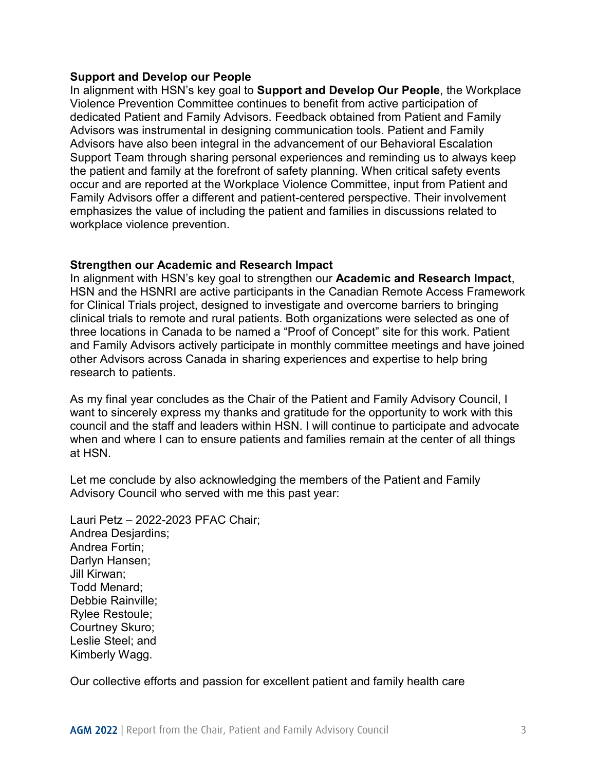### Support and Develop our People

In alignment with HSN's key goal to **Support and Develop Our People**, the Workplace Violence Prevention Committee continues to benefit from active participation of dedicated Patient and Family Advisors. Feedback obtained from Patient and Family Advisors was instrumental in designing communication tools. Patient and Family Advisors have also been integral in the advancement of our Behavioral Escalation Support Team through sharing personal experiences and reminding us to always keep the patient and family at the forefront of safety planning. When critical safety events occur and are reported at the Workplace Violence Committee, input from Patient and Family Advisors offer a different and patient-centered perspective. Their involvement emphasizes the value of including the patient and families in discussions related to workplace violence prevention.

### Strengthen our Academic and Research Impact

In alignment with HSN's key goal to strengthen our **Academic and Research Impact**, HSN and the HSNRI are active participants in the Canadian Remote Access Framework for Clinical Trials project, designed to investigate and overcome barriers to bringing clinical trials to remote and rural patients. Both organizations were selected as one of three locations in Canada to be named a "Proof of Concept" site for this work. Patient and Family Advisors actively participate in monthly committee meetings and have joined other Advisors across Canada in sharing experiences and expertise to help bring research to patients.

As my final year concludes as the Chair of the Patient and Family Advisory Council, I want to sincerely express my thanks and gratitude for the opportunity to work with this council and the staff and leaders within HSN. I will continue to participate and advocate when and where I can to ensure patients and families remain at the center of all things at HSN.

Let me conclude by also acknowledging the members of the Patient and Family Advisory Council who served with me this past year:

Lauri Petz – 2022-2023 PFAC Chair;
Andrea Desjardins;
Andrea Fortin;
Darlyn Hansen;
Jill Kirwan;
Todd Menard;
Debbie Rainville;
Rylee Restoule;
Courtney Skuro;
Leslie Steel; and
Kimberly Wagg.

Our collective efforts and passion for excellent patient and family health care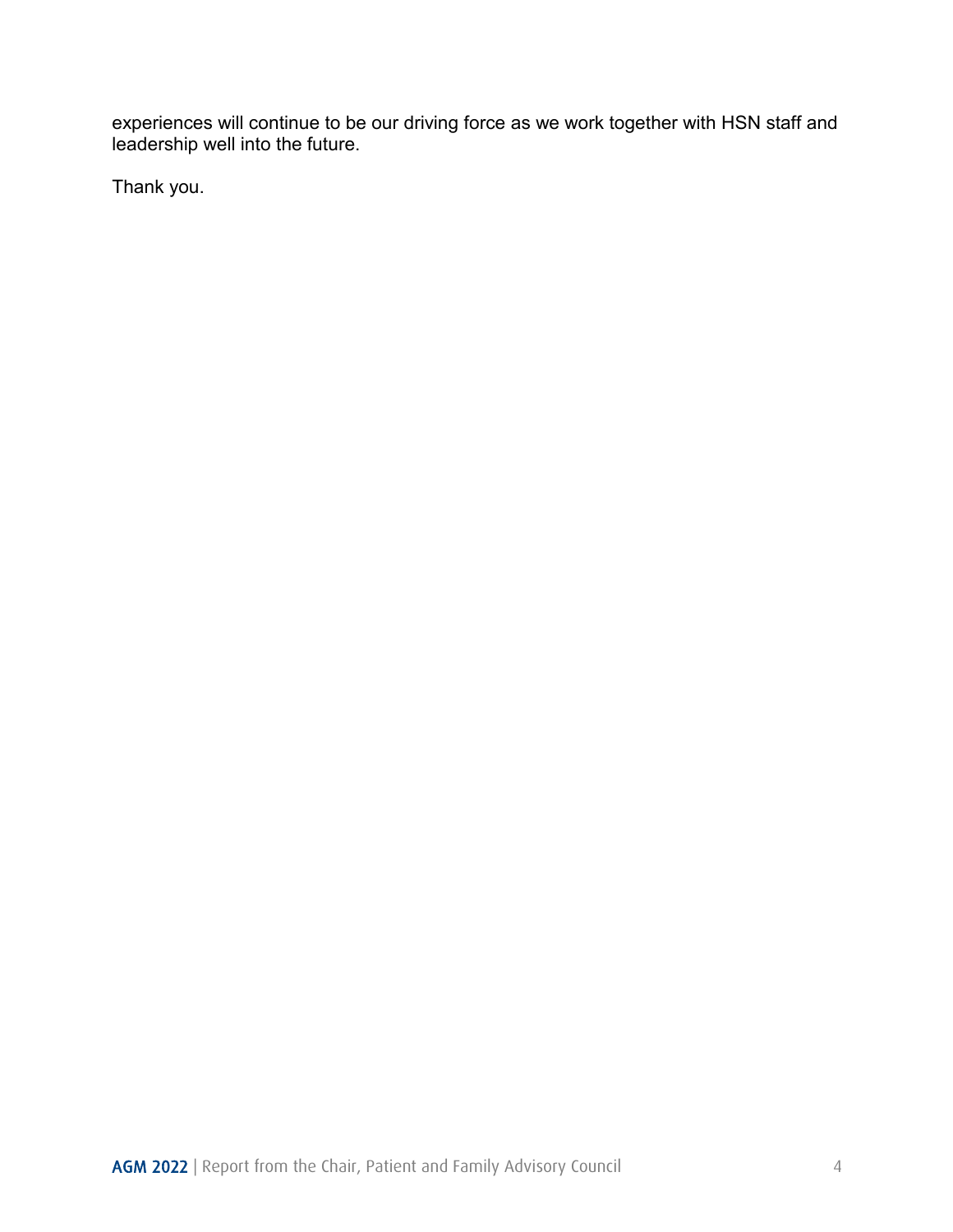experiences will continue to be our driving force as we work together with HSN staff and leadership well into the future.

Thank you.